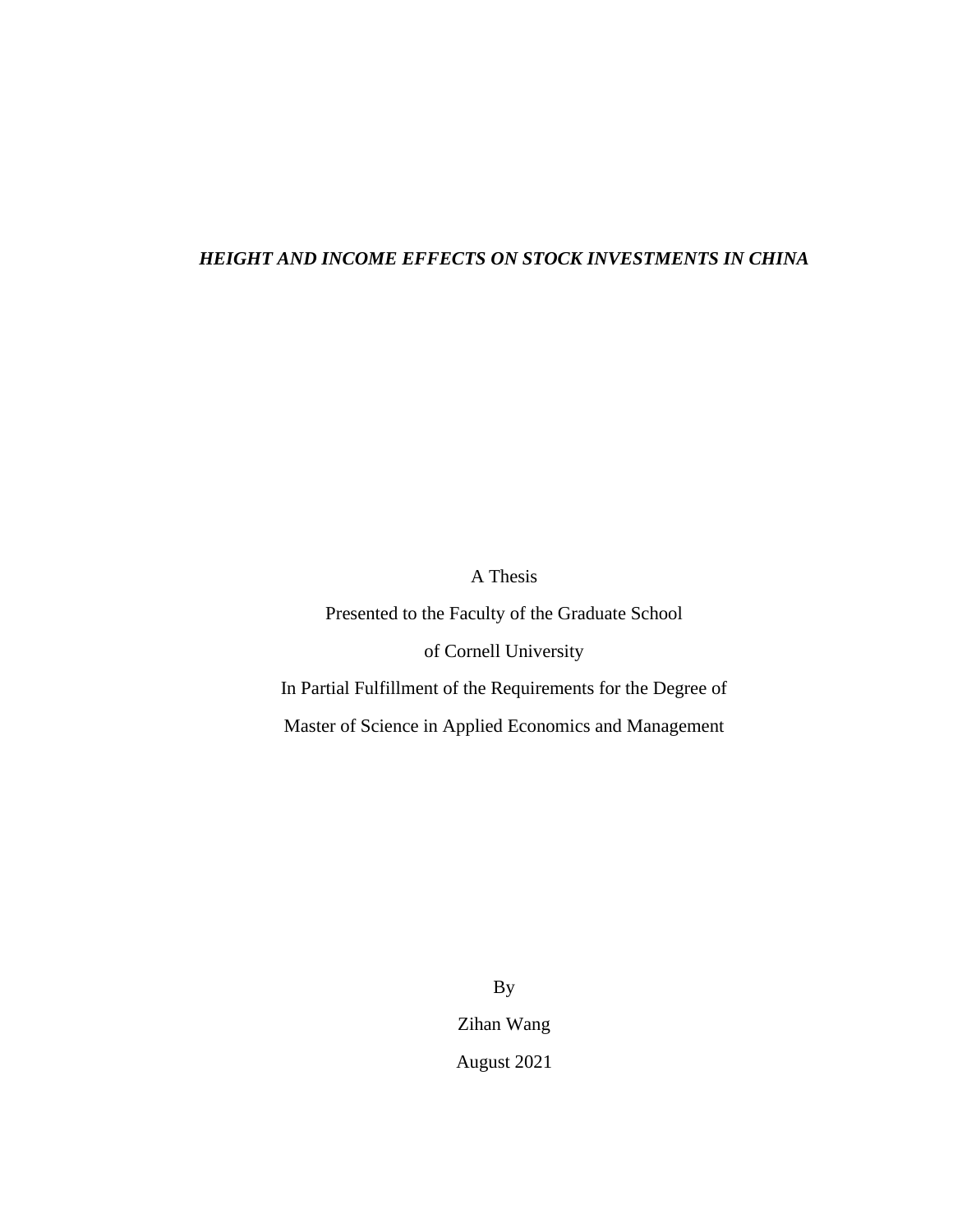# *HEIGHT AND INCOME EFFECTS ON STOCK INVESTMENTS IN CHINA*

A Thesis

Presented to the Faculty of the Graduate School

of Cornell University

In Partial Fulfillment of the Requirements for the Degree of

Master of Science in Applied Economics and Management

By

Zihan Wang

August 2021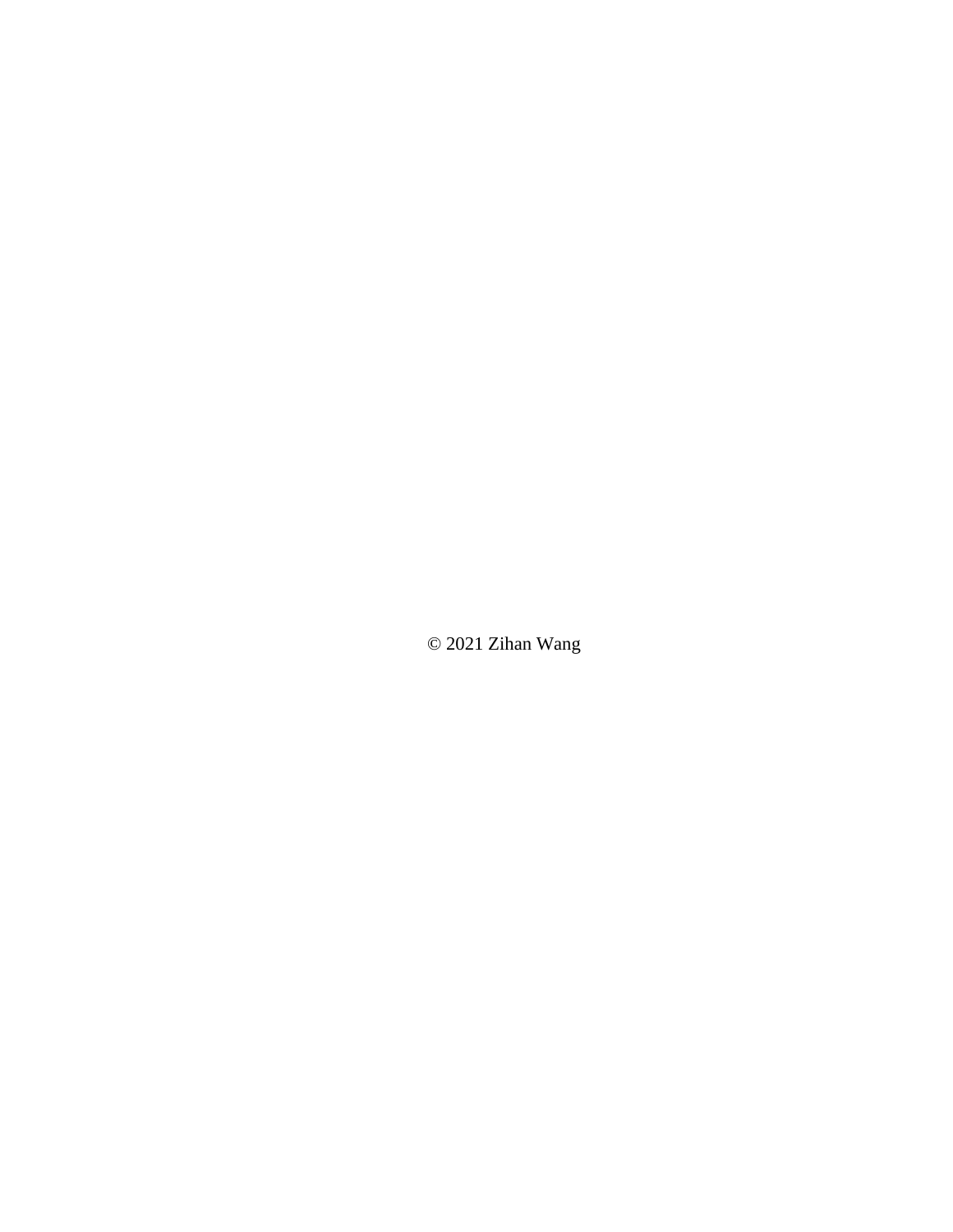© 2021 Zihan Wang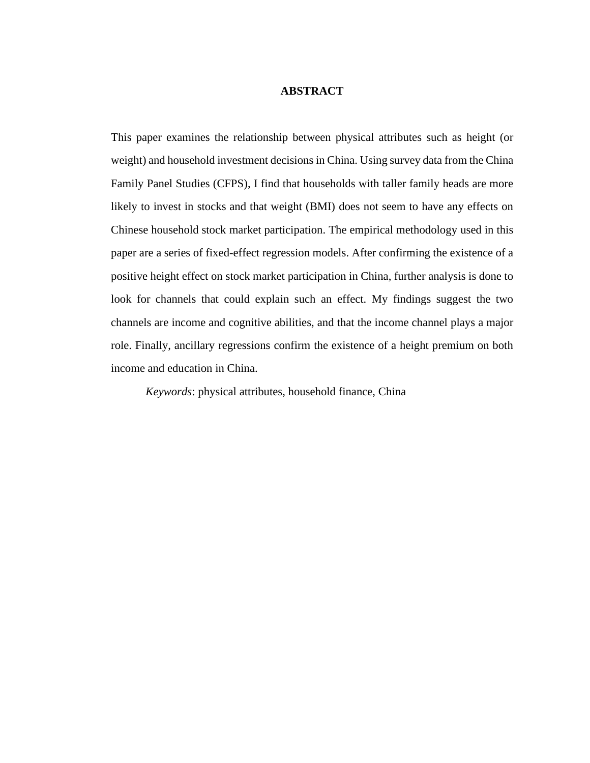# ABSTRACT

This paper examines the relationship between physical attributes such as height (or weight) and household investment decisions in China. Using survey data from the China Family Panel Studies (CFPS), I find that households with taller family heads are more likely to invest in stocks and that weight (BMI) does not seem to have any effects on Chinese household stock market participation. The empirical methodology used in this paper are a series of fixed-effect regression models. After confirming the existence of a positive height effect on stock market participation in China, further analysis is done to look for channels that could explain such an effect. My findings suggest the two channels are income and cognitive abilities, and that the income channel plays a major role. Finally, ancillary regressions confirm the existence of a height premium on both income and education in China.

*Keywords*: physical attributes, household finance, China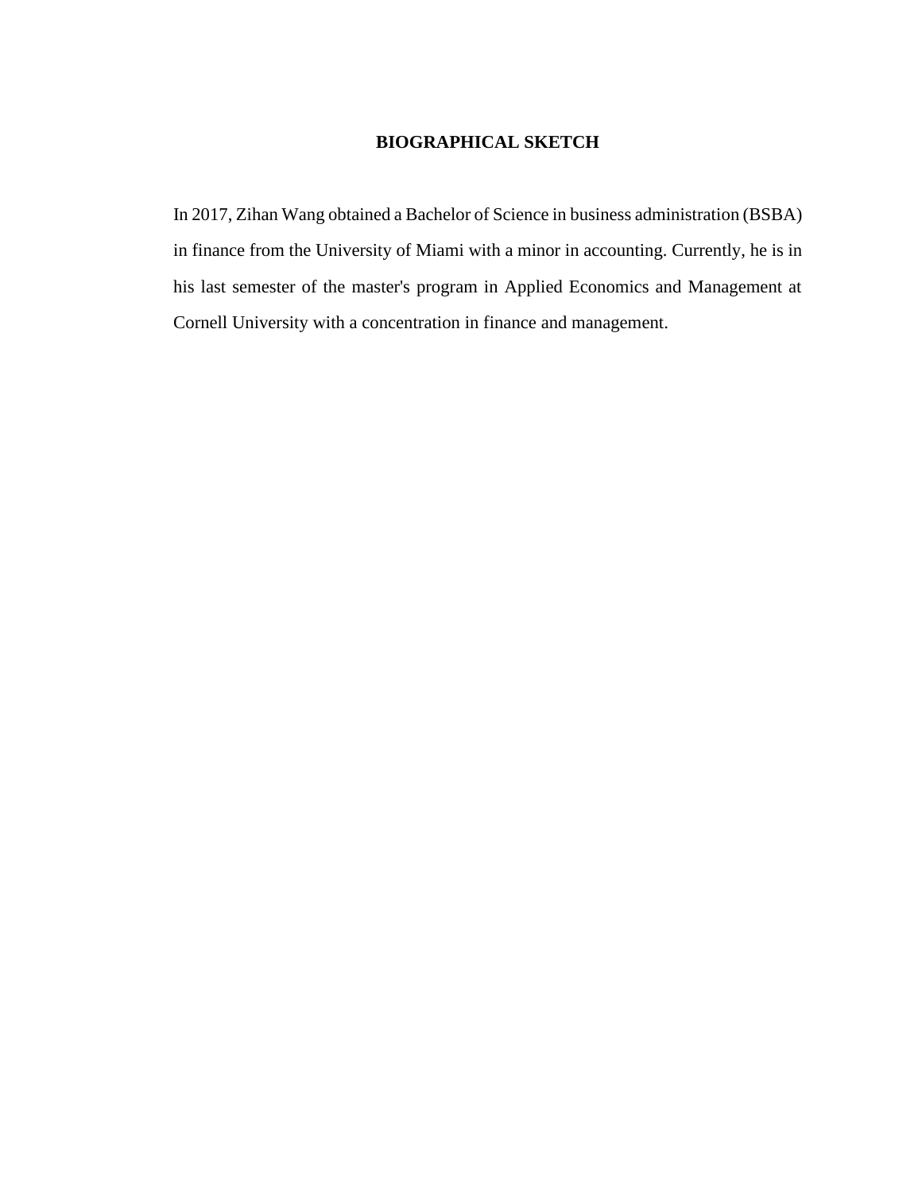# BIOGRAPHICAL SKETCH

In 2017, Zihan Wang obtained a Bachelor of Science in business administration (BSBA) in finance from the University of Miami with a minor in accounting. Currently, he is in his last semester of the master's program in Applied Economics and Management at Cornell University with a concentration in finance and management.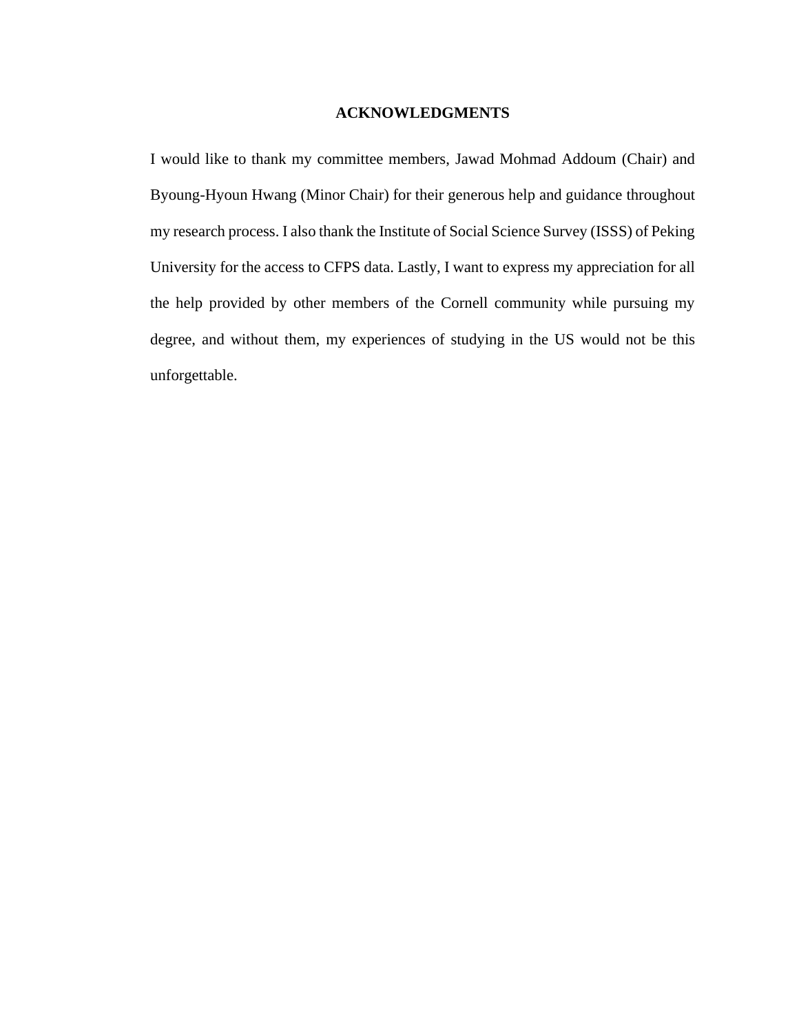# ACKNOWLEDGMENTS

I would like to thank my committee members, Jawad Mohmad Addoum (Chair) and Byoung-Hyoun Hwang (Minor Chair) for their generous help and guidance throughout my research process. I also thank the Institute of Social Science Survey (ISSS) of Peking University for the access to CFPS data. Lastly, I want to express my appreciation for all the help provided by other members of the Cornell community while pursuing my degree, and without them, my experiences of studying in the US would not be this unforgettable.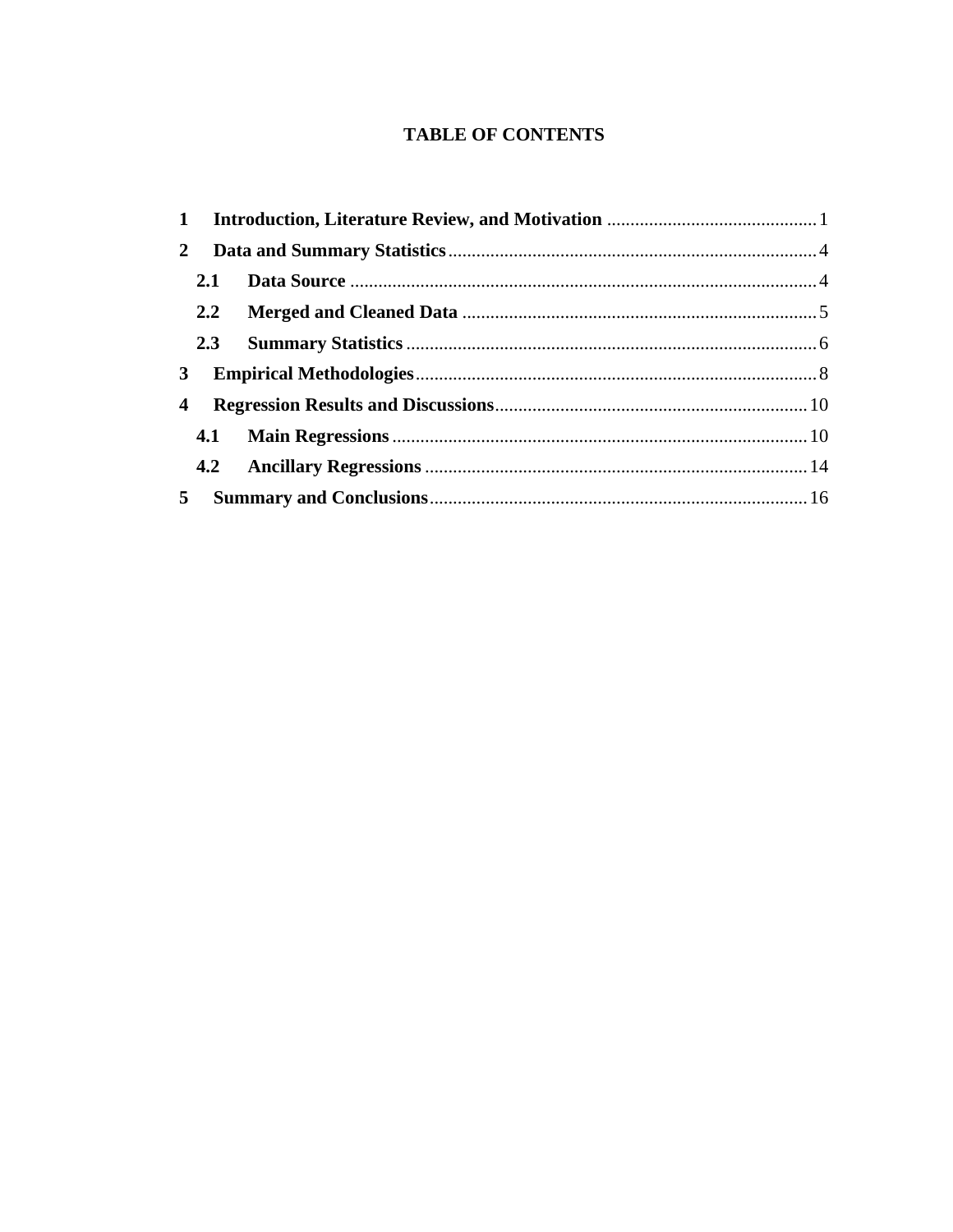**TABLE OF CONTENTS**

1 **Introduction, Literature Review, and Motivation** ............................................ 1

2 **Data and Summary Statistics** ............................................................................. 4

  2.1 **Data Source** .................................................................................................. 4

  2.2 **Merged and Cleaned Data** ........................................................................... 5

  2.3 **Summary Statistics** ...................................................................................... 6

3 **Empirical Methodologies** ..................................................................................... 8

4 **Regression Results and Discussions** ................................................................. 10

  4.1 **Main Regressions** ........................................................................................ 10

  4.2 **Ancillary Regressions** ................................................................................. 14

5 **Summary and Conclusions** ................................................................................ 16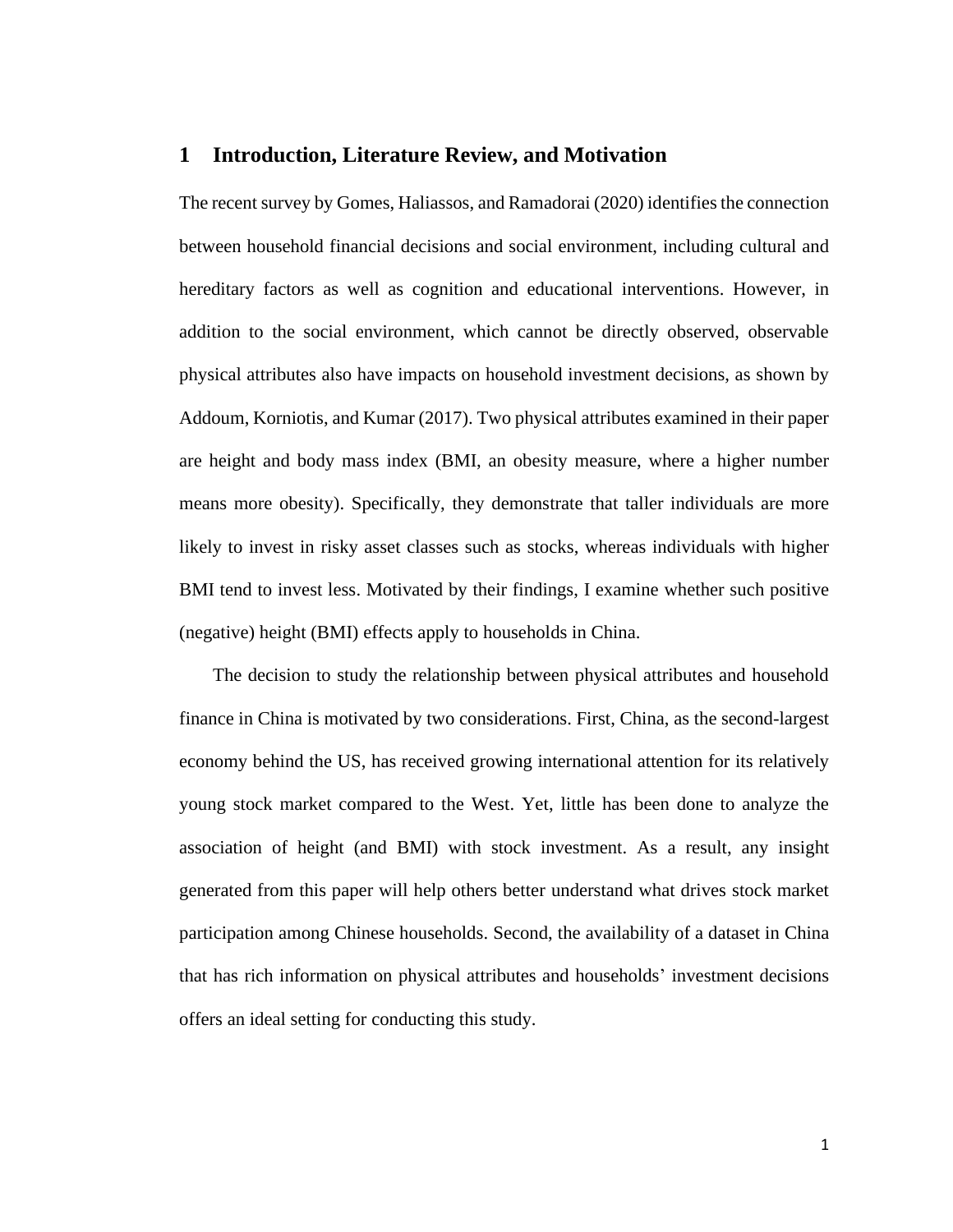# 1 Introduction, Literature Review, and Motivation

The recent survey by Gomes, Haliassos, and Ramadorai (2020) identifies the connection between household financial decisions and social environment, including cultural and hereditary factors as well as cognition and educational interventions. However, in addition to the social environment, which cannot be directly observed, observable physical attributes also have impacts on household investment decisions, as shown by Addoum, Korniotis, and Kumar (2017). Two physical attributes examined in their paper are height and body mass index (BMI, an obesity measure, where a higher number means more obesity). Specifically, they demonstrate that taller individuals are more likely to invest in risky asset classes such as stocks, whereas individuals with higher BMI tend to invest less. Motivated by their findings, I examine whether such positive (negative) height (BMI) effects apply to households in China.

The decision to study the relationship between physical attributes and household finance in China is motivated by two considerations. First, China, as the second-largest economy behind the US, has received growing international attention for its relatively young stock market compared to the West. Yet, little has been done to analyze the association of height (and BMI) with stock investment. As a result, any insight generated from this paper will help others better understand what drives stock market participation among Chinese households. Second, the availability of a dataset in China that has rich information on physical attributes and households' investment decisions offers an ideal setting for conducting this study.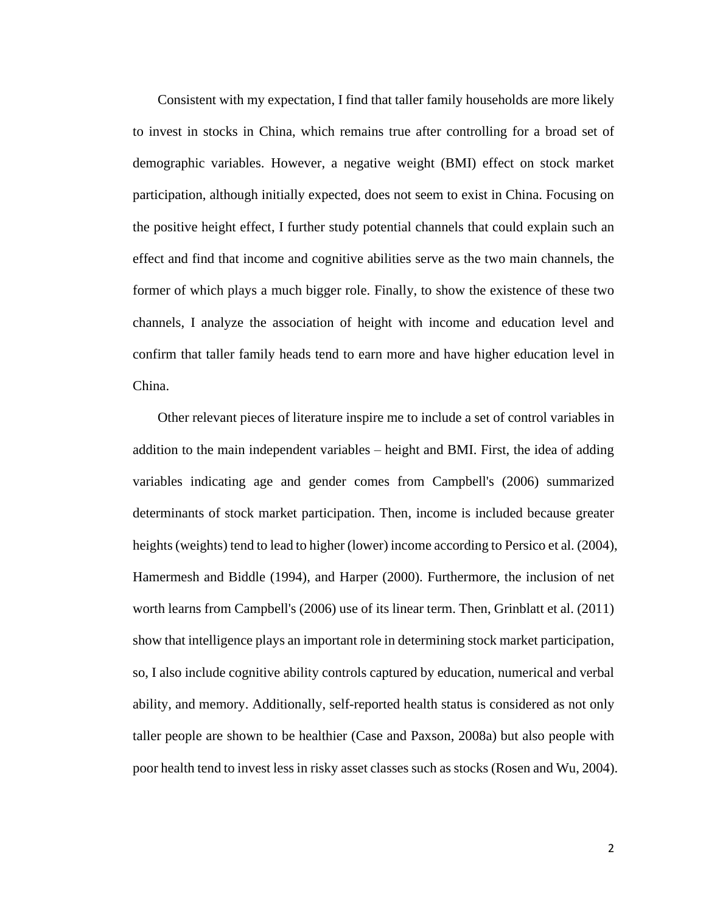Consistent with my expectation, I find that taller family households are more likely to invest in stocks in China, which remains true after controlling for a broad set of demographic variables. However, a negative weight (BMI) effect on stock market participation, although initially expected, does not seem to exist in China. Focusing on the positive height effect, I further study potential channels that could explain such an effect and find that income and cognitive abilities serve as the two main channels, the former of which plays a much bigger role. Finally, to show the existence of these two channels, I analyze the association of height with income and education level and confirm that taller family heads tend to earn more and have higher education level in China.

Other relevant pieces of literature inspire me to include a set of control variables in addition to the main independent variables – height and BMI. First, the idea of adding variables indicating age and gender comes from Campbell's (2006) summarized determinants of stock market participation. Then, income is included because greater heights (weights) tend to lead to higher (lower) income according to Persico et al. (2004), Hamermesh and Biddle (1994), and Harper (2000). Furthermore, the inclusion of net worth learns from Campbell's (2006) use of its linear term. Then, Grinblatt et al. (2011) show that intelligence plays an important role in determining stock market participation, so, I also include cognitive ability controls captured by education, numerical and verbal ability, and memory. Additionally, self-reported health status is considered as not only taller people are shown to be healthier (Case and Paxson, 2008a) but also people with poor health tend to invest less in risky asset classes such as stocks (Rosen and Wu, 2004).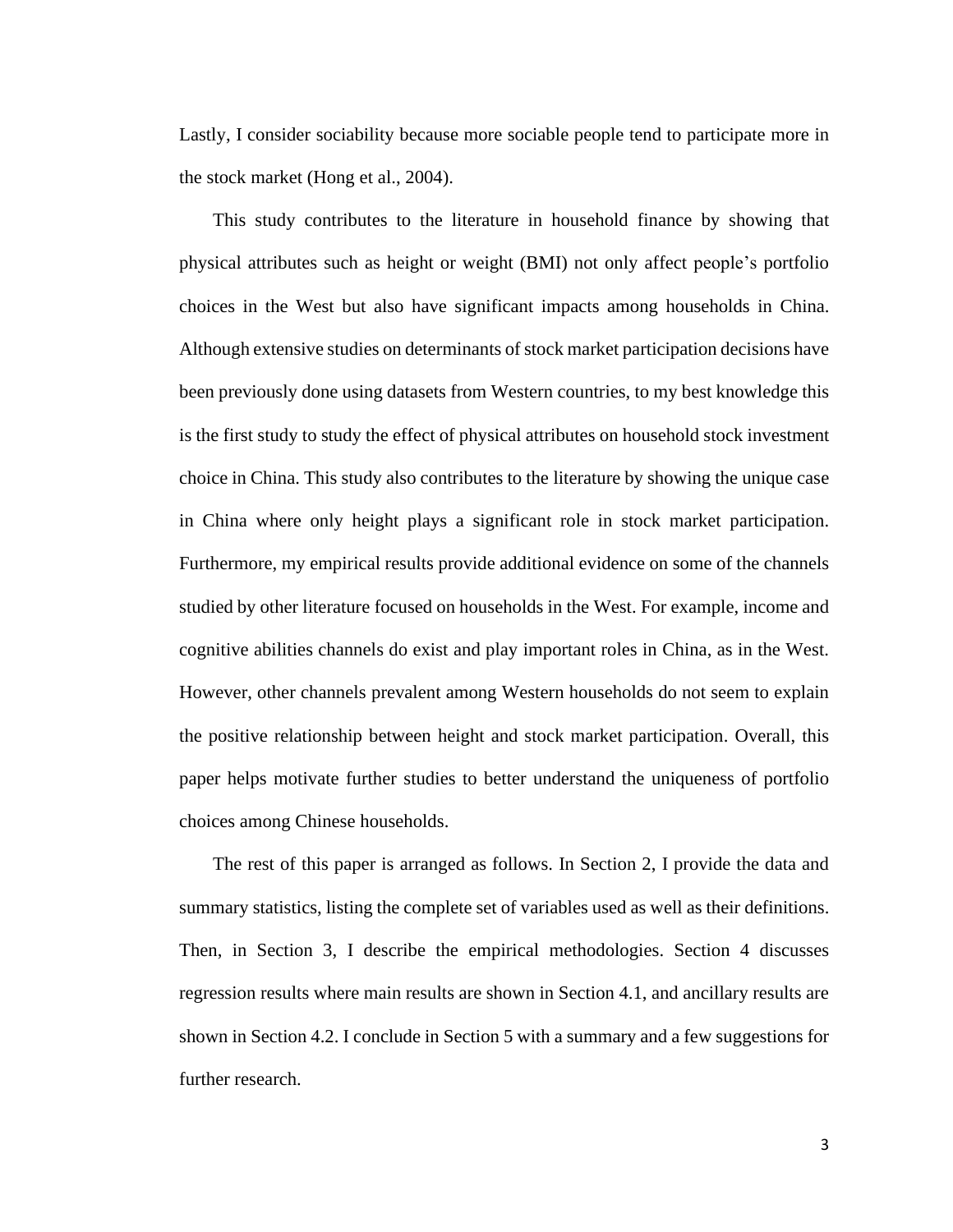Lastly, I consider sociability because more sociable people tend to participate more in the stock market (Hong et al., 2004).

This study contributes to the literature in household finance by showing that physical attributes such as height or weight (BMI) not only affect people's portfolio choices in the West but also have significant impacts among households in China. Although extensive studies on determinants of stock market participation decisions have been previously done using datasets from Western countries, to my best knowledge this is the first study to study the effect of physical attributes on household stock investment choice in China. This study also contributes to the literature by showing the unique case in China where only height plays a significant role in stock market participation. Furthermore, my empirical results provide additional evidence on some of the channels studied by other literature focused on households in the West. For example, income and cognitive abilities channels do exist and play important roles in China, as in the West. However, other channels prevalent among Western households do not seem to explain the positive relationship between height and stock market participation. Overall, this paper helps motivate further studies to better understand the uniqueness of portfolio choices among Chinese households.

The rest of this paper is arranged as follows. In Section 2, I provide the data and summary statistics, listing the complete set of variables used as well as their definitions. Then, in Section 3, I describe the empirical methodologies. Section 4 discusses regression results where main results are shown in Section 4.1, and ancillary results are shown in Section 4.2. I conclude in Section 5 with a summary and a few suggestions for further research.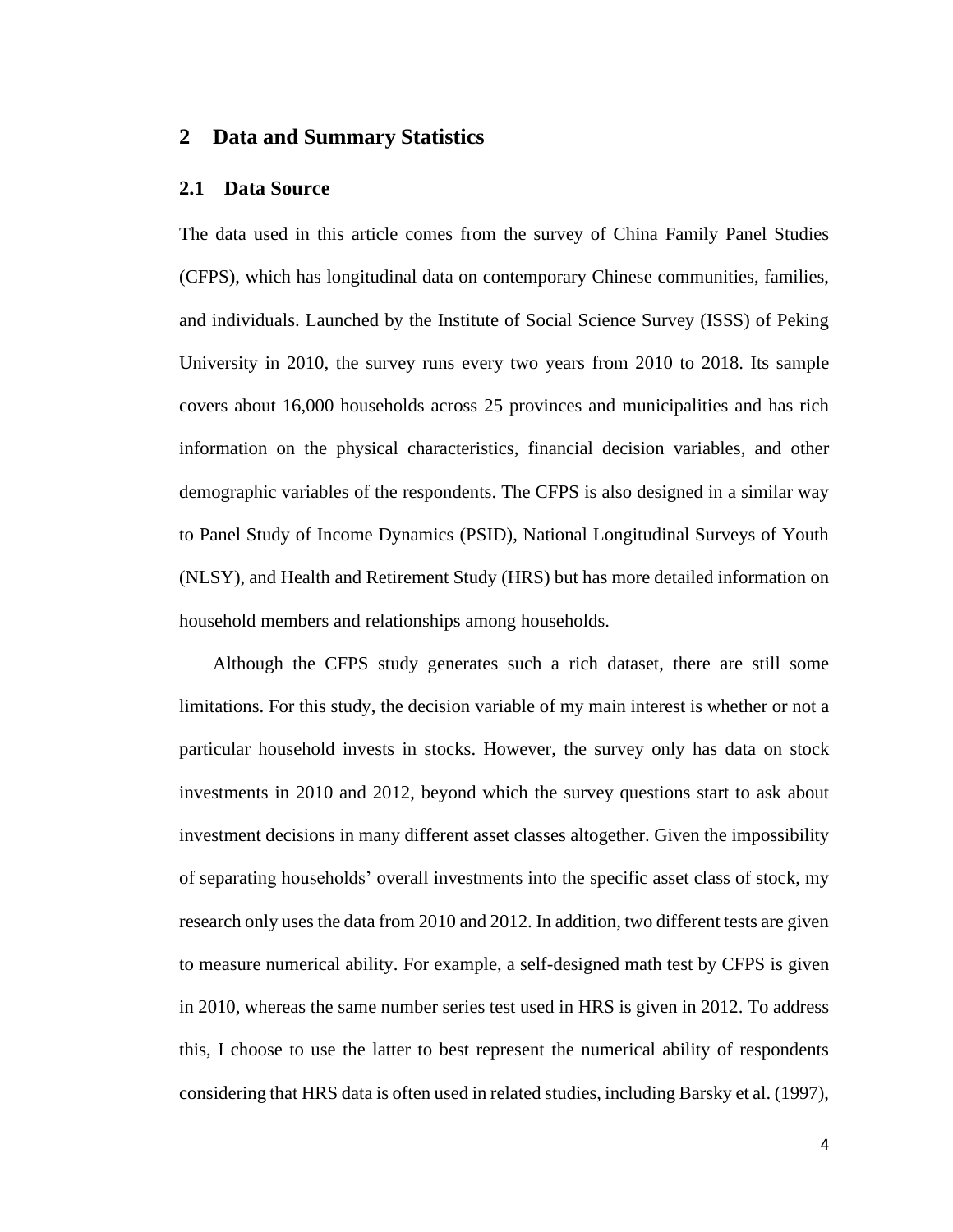## 2 Data and Summary Statistics

### 2.1 Data Source

The data used in this article comes from the survey of China Family Panel Studies (CFPS), which has longitudinal data on contemporary Chinese communities, families, and individuals. Launched by the Institute of Social Science Survey (ISSS) of Peking University in 2010, the survey runs every two years from 2010 to 2018. Its sample covers about 16,000 households across 25 provinces and municipalities and has rich information on the physical characteristics, financial decision variables, and other demographic variables of the respondents. The CFPS is also designed in a similar way to Panel Study of Income Dynamics (PSID), National Longitudinal Surveys of Youth (NLSY), and Health and Retirement Study (HRS) but has more detailed information on household members and relationships among households.

Although the CFPS study generates such a rich dataset, there are still some limitations. For this study, the decision variable of my main interest is whether or not a particular household invests in stocks. However, the survey only has data on stock investments in 2010 and 2012, beyond which the survey questions start to ask about investment decisions in many different asset classes altogether. Given the impossibility of separating households' overall investments into the specific asset class of stock, my research only uses the data from 2010 and 2012. In addition, two different tests are given to measure numerical ability. For example, a self-designed math test by CFPS is given in 2010, whereas the same number series test used in HRS is given in 2012. To address this, I choose to use the latter to best represent the numerical ability of respondents considering that HRS data is often used in related studies, including Barsky et al. (1997),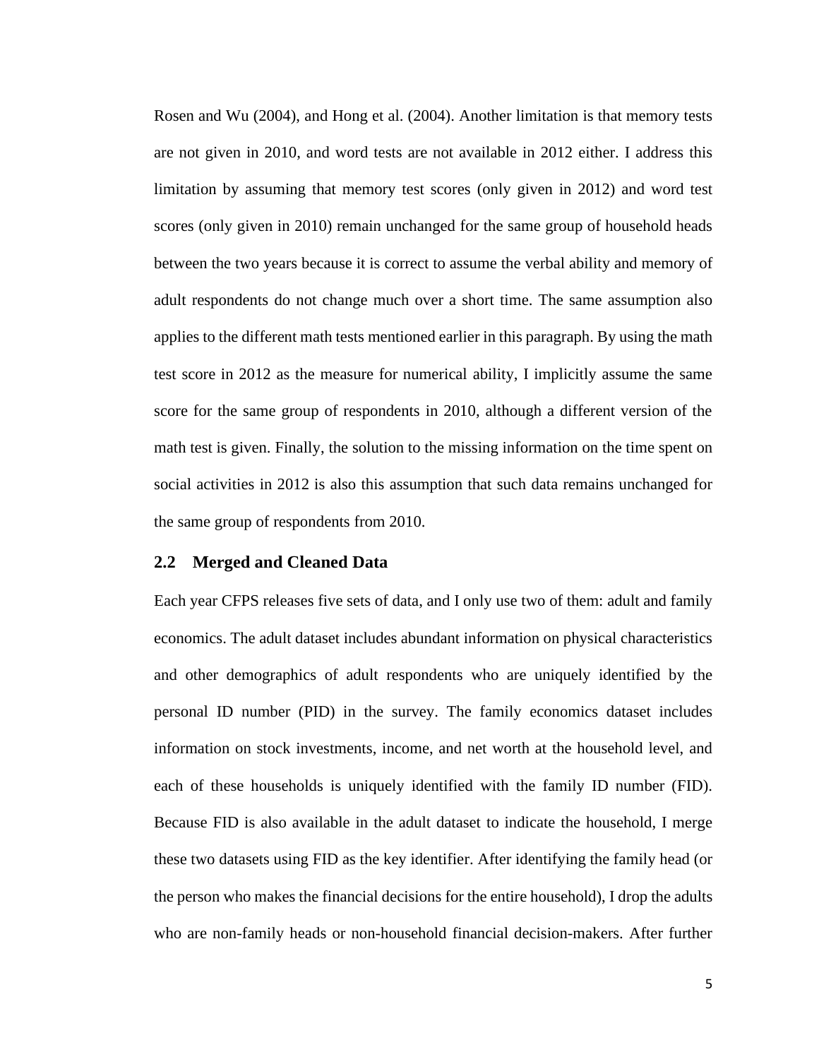Rosen and Wu (2004), and Hong et al. (2004). Another limitation is that memory tests are not given in 2010, and word tests are not available in 2012 either. I address this limitation by assuming that memory test scores (only given in 2012) and word test scores (only given in 2010) remain unchanged for the same group of household heads between the two years because it is correct to assume the verbal ability and memory of adult respondents do not change much over a short time. The same assumption also applies to the different math tests mentioned earlier in this paragraph. By using the math test score in 2012 as the measure for numerical ability, I implicitly assume the same score for the same group of respondents in 2010, although a different version of the math test is given. Finally, the solution to the missing information on the time spent on social activities in 2012 is also this assumption that such data remains unchanged for the same group of respondents from 2010.

## 2.2 Merged and Cleaned Data

Each year CFPS releases five sets of data, and I only use two of them: adult and family economics. The adult dataset includes abundant information on physical characteristics and other demographics of adult respondents who are uniquely identified by the personal ID number (PID) in the survey. The family economics dataset includes information on stock investments, income, and net worth at the household level, and each of these households is uniquely identified with the family ID number (FID). Because FID is also available in the adult dataset to indicate the household, I merge these two datasets using FID as the key identifier. After identifying the family head (or the person who makes the financial decisions for the entire household), I drop the adults who are non-family heads or non-household financial decision-makers. After further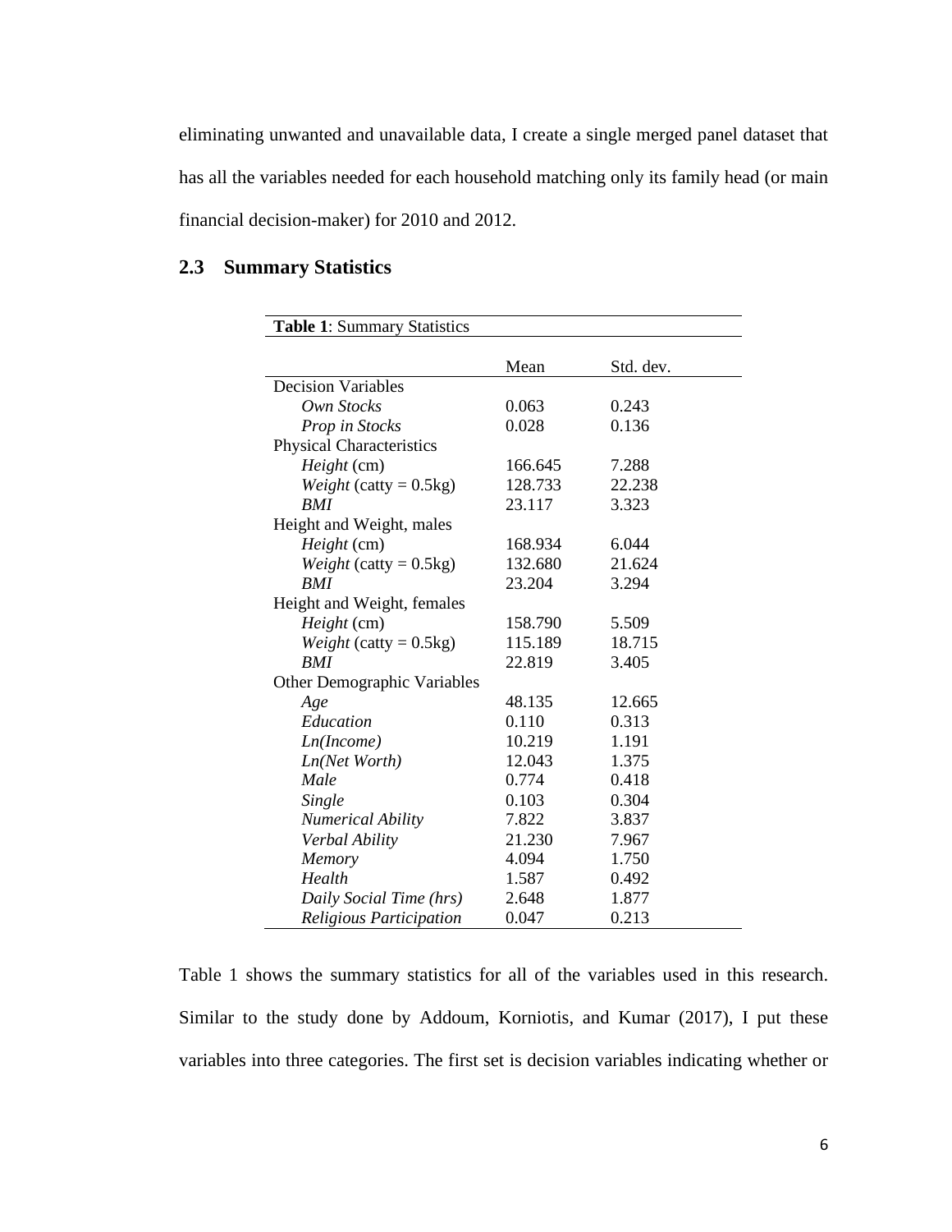eliminating unwanted and unavailable data, I create a single merged panel dataset that has all the variables needed for each household matching only its family head (or main financial decision-maker) for 2010 and 2012.

## 2.3 Summary Statistics

**Table 1**: Summary Statistics

| | Mean | Std. dev. |
|---|---|---|
| Decision Variables | | |
| *Own Stocks* | 0.063 | 0.243 |
| *Prop in Stocks* | 0.028 | 0.136 |
| Physical Characteristics | | |
| *Height* (cm) | 166.645 | 7.288 |
| *Weight* (catty = 0.5kg) | 128.733 | 22.238 |
| *BMI* | 23.117 | 3.323 |
| Height and Weight, males | | |
| *Height* (cm) | 168.934 | 6.044 |
| *Weight* (catty = 0.5kg) | 132.680 | 21.624 |
| *BMI* | 23.204 | 3.294 |
| Height and Weight, females | | |
| *Height* (cm) | 158.790 | 5.509 |
| *Weight* (catty = 0.5kg) | 115.189 | 18.715 |
| *BMI* | 22.819 | 3.405 |
| Other Demographic Variables | | |
| *Age* | 48.135 | 12.665 |
| *Education* | 0.110 | 0.313 |
| *Ln(Income)* | 10.219 | 1.191 |
| *Ln(Net Worth)* | 12.043 | 1.375 |
| *Male* | 0.774 | 0.418 |
| *Single* | 0.103 | 0.304 |
| *Numerical Ability* | 7.822 | 3.837 |
| *Verbal Ability* | 21.230 | 7.967 |
| *Memory* | 4.094 | 1.750 |
| *Health* | 1.587 | 0.492 |
| *Daily Social Time (hrs)* | 2.648 | 1.877 |
| *Religious Participation* | 0.047 | 0.213 |

Table 1 shows the summary statistics for all of the variables used in this research. Similar to the study done by Addoum, Korniotis, and Kumar (2017), I put these variables into three categories. The first set is decision variables indicating whether or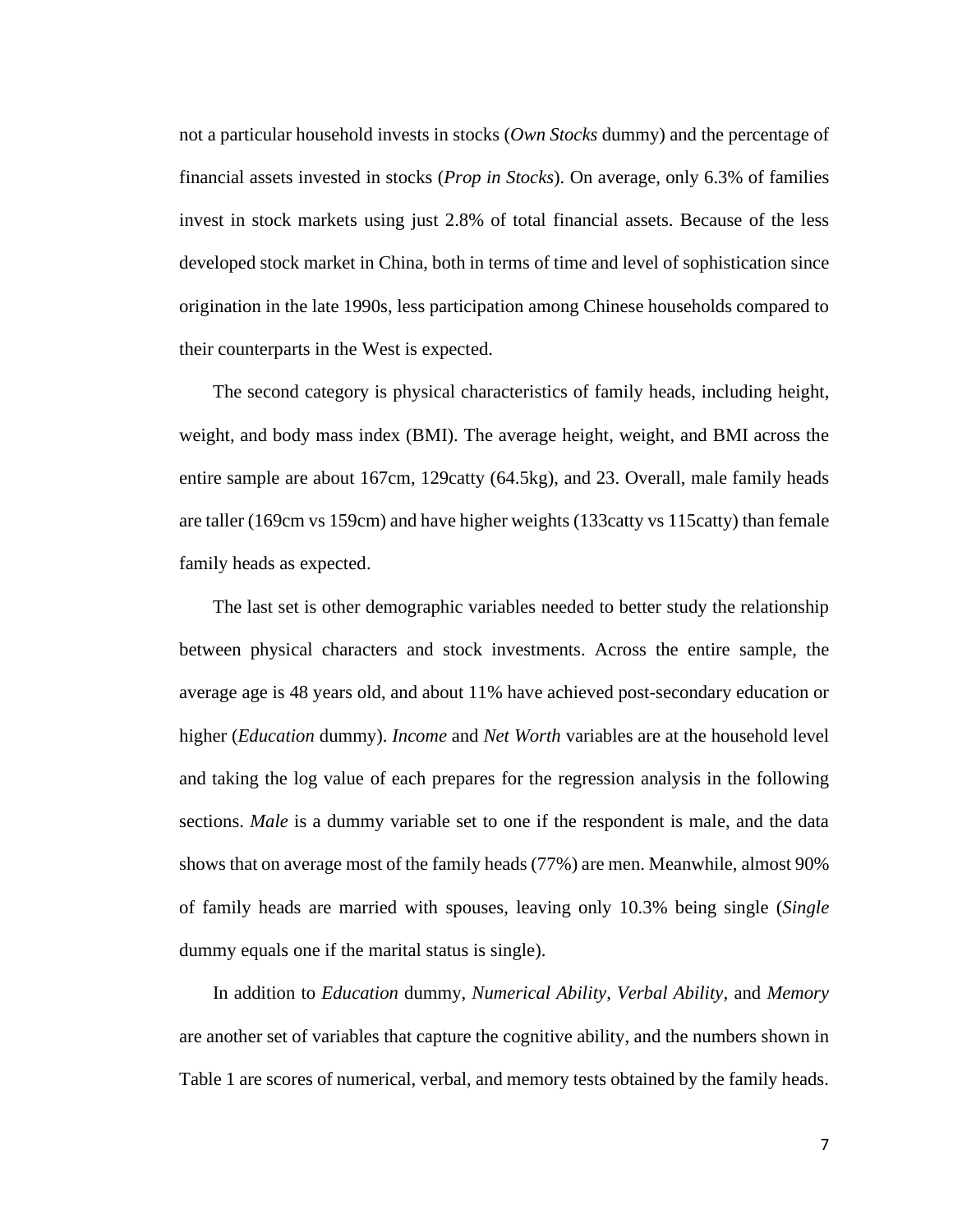not a particular household invests in stocks (*Own Stocks* dummy) and the percentage of financial assets invested in stocks (*Prop in Stocks*). On average, only 6.3% of families invest in stock markets using just 2.8% of total financial assets. Because of the less developed stock market in China, both in terms of time and level of sophistication since origination in the late 1990s, less participation among Chinese households compared to their counterparts in the West is expected.

The second category is physical characteristics of family heads, including height, weight, and body mass index (BMI). The average height, weight, and BMI across the entire sample are about 167cm, 129catty (64.5kg), and 23. Overall, male family heads are taller (169cm vs 159cm) and have higher weights (133catty vs 115catty) than female family heads as expected.

The last set is other demographic variables needed to better study the relationship between physical characters and stock investments. Across the entire sample, the average age is 48 years old, and about 11% have achieved post-secondary education or higher (*Education* dummy). *Income* and *Net Worth* variables are at the household level and taking the log value of each prepares for the regression analysis in the following sections. *Male* is a dummy variable set to one if the respondent is male, and the data shows that on average most of the family heads (77%) are men. Meanwhile, almost 90% of family heads are married with spouses, leaving only 10.3% being single (*Single* dummy equals one if the marital status is single).

In addition to *Education* dummy, *Numerical Ability*, *Verbal Ability*, and *Memory* are another set of variables that capture the cognitive ability, and the numbers shown in Table 1 are scores of numerical, verbal, and memory tests obtained by the family heads.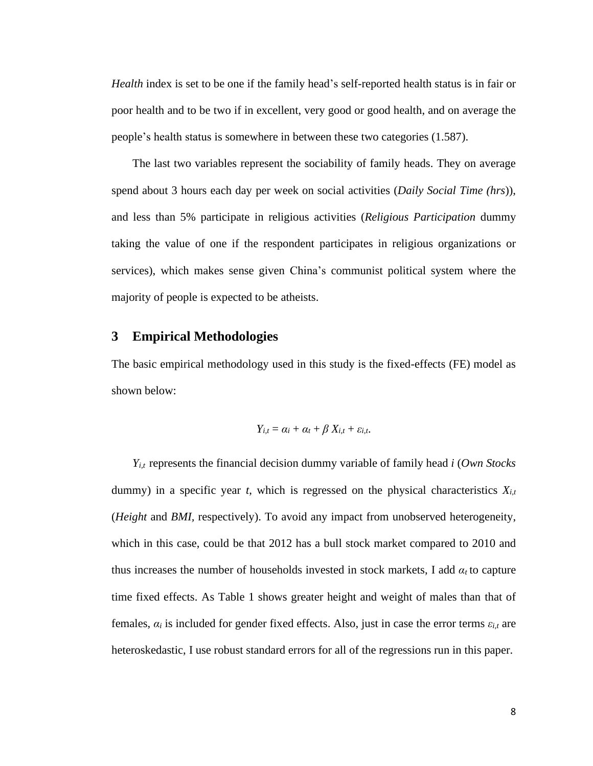*Health* index is set to be one if the family head's self-reported health status is in fair or poor health and to be two if in excellent, very good or good health, and on average the people's health status is somewhere in between these two categories (1.587).

The last two variables represent the sociability of family heads. They on average spend about 3 hours each day per week on social activities (*Daily Social Time (hrs)*), and less than 5% participate in religious activities (*Religious Participation* dummy taking the value of one if the respondent participates in religious organizations or services), which makes sense given China's communist political system where the majority of people is expected to be atheists.

## 3 Empirical Methodologies

The basic empirical methodology used in this study is the fixed-effects (FE) model as shown below:

$$Y_{i,t} = \alpha_i + \alpha_t + \beta X_{i,t} + \varepsilon_{i,t}.$$

$Y_{i,t}$ represents the financial decision dummy variable of family head $i$ (*Own Stocks* dummy) in a specific year $t$, which is regressed on the physical characteristics $X_{i,t}$ (*Height* and *BMI*, respectively). To avoid any impact from unobserved heterogeneity, which in this case, could be that 2012 has a bull stock market compared to 2010 and thus increases the number of households invested in stock markets, I add $\alpha_t$ to capture time fixed effects. As Table 1 shows greater height and weight of males than that of females, $\alpha_i$ is included for gender fixed effects. Also, just in case the error terms $\varepsilon_{i,t}$ are heteroskedastic, I use robust standard errors for all of the regressions run in this paper.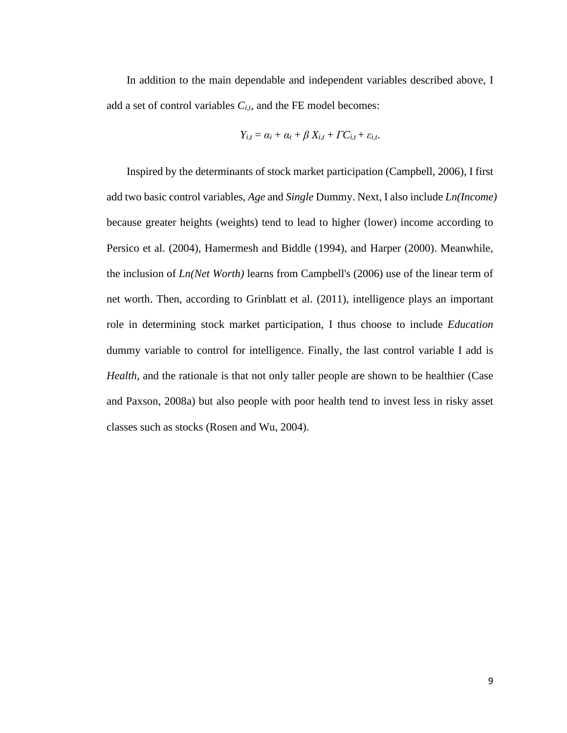In addition to the main dependable and independent variables described above, I add a set of control variables $C_{i,t}$, and the FE model becomes:

$$Y_{i,t} = \alpha_i + \alpha_t + \beta X_{i,t} + \Gamma C_{i,t} + \varepsilon_{i,t}.$$

Inspired by the determinants of stock market participation (Campbell, 2006), I first add two basic control variables, *Age* and *Single* Dummy. Next, I also include *Ln(Income)* because greater heights (weights) tend to lead to higher (lower) income according to Persico et al. (2004), Hamermesh and Biddle (1994), and Harper (2000). Meanwhile, the inclusion of *Ln(Net Worth)* learns from Campbell's (2006) use of the linear term of net worth. Then, according to Grinblatt et al. (2011), intelligence plays an important role in determining stock market participation, I thus choose to include *Education* dummy variable to control for intelligence. Finally, the last control variable I add is *Health*, and the rationale is that not only taller people are shown to be healthier (Case and Paxson, 2008a) but also people with poor health tend to invest less in risky asset classes such as stocks (Rosen and Wu, 2004).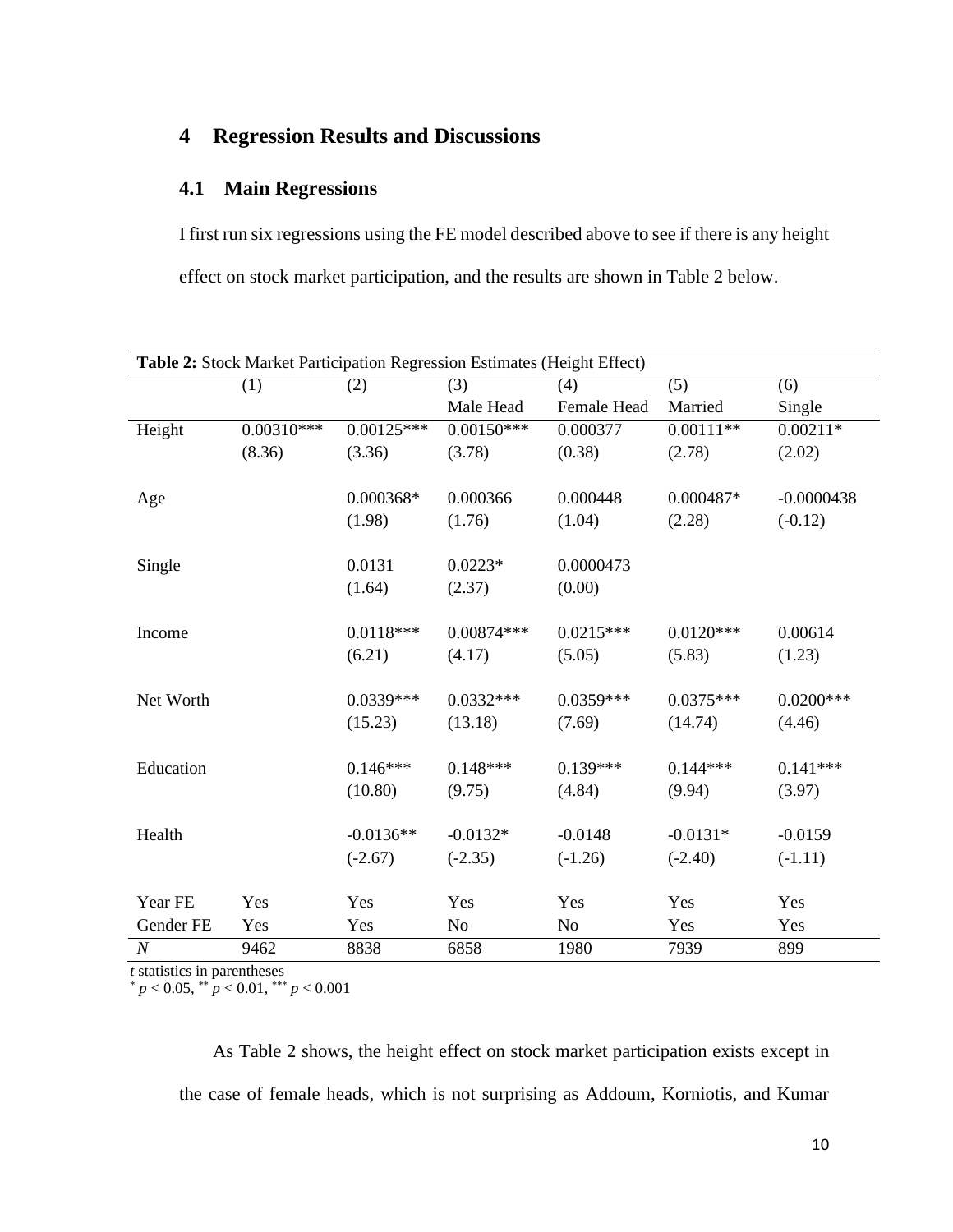## 4 Regression Results and Discussions

### 4.1 Main Regressions

I first run six regressions using the FE model described above to see if there is any height effect on stock market participation, and the results are shown in Table 2 below.

**Table 2:** Stock Market Participation Regression Estimates (Height Effect)

| | (1) | (2) | (3)<br>Male Head | (4)<br>Female Head | (5)<br>Married | (6)<br>Single |
|---|---|---|---|---|---|---|
| Height | 0.00310*** | 0.00125*** | 0.00150*** | 0.000377 | 0.00111** | 0.00211* |
| | (8.36) | (3.36) | (3.78) | (0.38) | (2.78) | (2.02) |
| Age | | 0.000368* | 0.000366 | 0.000448 | 0.000487* | -0.0000438 |
| | | (1.98) | (1.76) | (1.04) | (2.28) | (-0.12) |
| Single | | 0.0131 | 0.0223* | 0.0000473 | | |
| | | (1.64) | (2.37) | (0.00) | | |
| Income | | 0.0118*** | 0.00874*** | 0.0215*** | 0.0120*** | 0.00614 |
| | | (6.21) | (4.17) | (5.05) | (5.83) | (1.23) |
| Net Worth | | 0.0339*** | 0.0332*** | 0.0359*** | 0.0375*** | 0.0200*** |
| | | (15.23) | (13.18) | (7.69) | (14.74) | (4.46) |
| Education | | 0.146*** | 0.148*** | 0.139*** | 0.144*** | 0.141*** |
| | | (10.80) | (9.75) | (4.84) | (9.94) | (3.97) |
| Health | | -0.0136** | -0.0132* | -0.0148 | -0.0131* | -0.0159 |
| | | (-2.67) | (-2.35) | (-1.26) | (-2.40) | (-1.11) |
| Year FE | Yes | Yes | Yes | Yes | Yes | Yes |
| Gender FE | Yes | Yes | No | No | Yes | Yes |
| *N* | 9462 | 8838 | 6858 | 1980 | 7939 | 899 |

*t* statistics in parentheses
$^{*}$ $p < 0.05$, $^{**}$ $p < 0.01$, $^{***}$ $p < 0.001$

As Table 2 shows, the height effect on stock market participation exists except in the case of female heads, which is not surprising as Addoum, Korniotis, and Kumar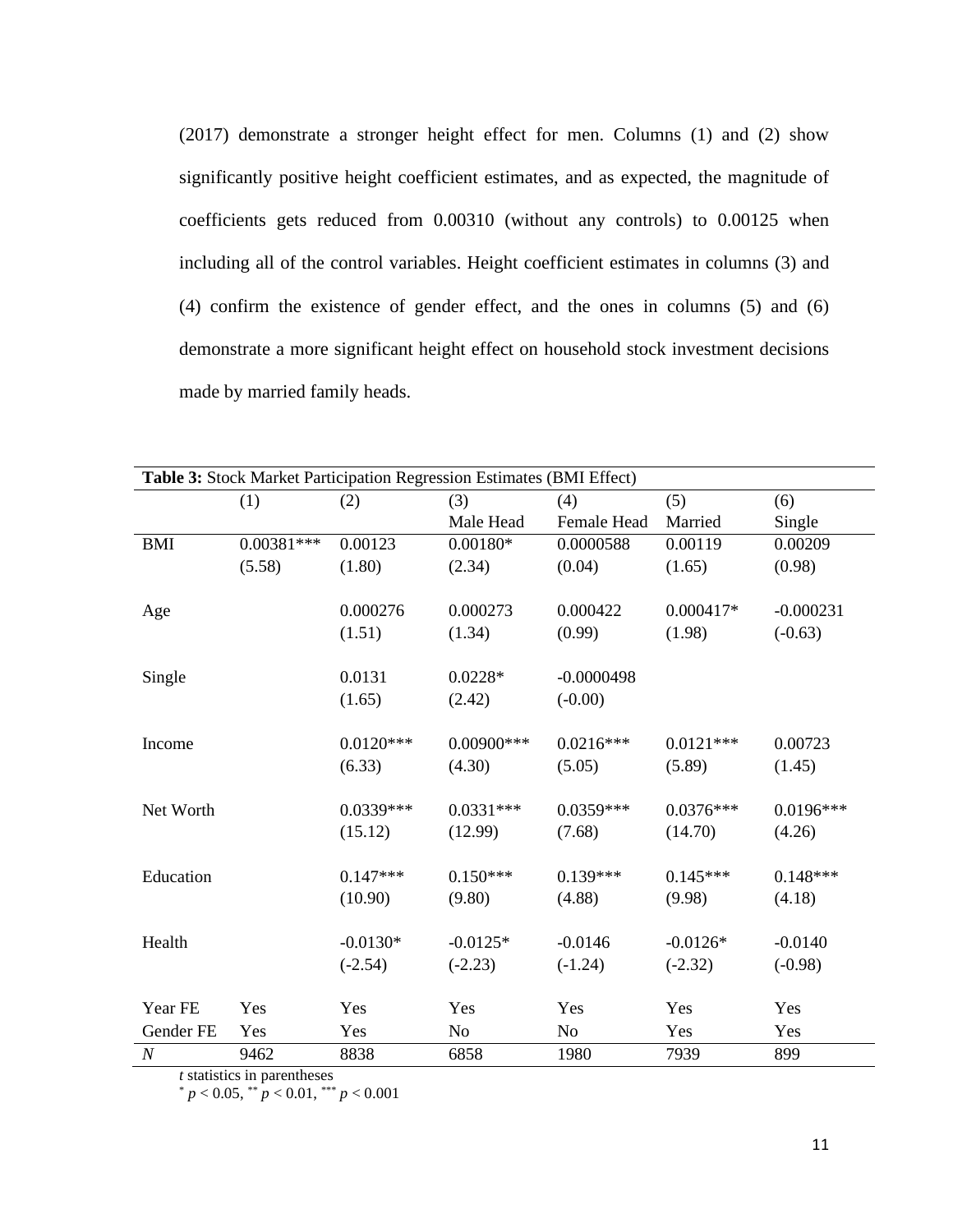(2017) demonstrate a stronger height effect for men. Columns (1) and (2) show significantly positive height coefficient estimates, and as expected, the magnitude of coefficients gets reduced from 0.00310 (without any controls) to 0.00125 when including all of the control variables. Height coefficient estimates in columns (3) and (4) confirm the existence of gender effect, and the ones in columns (5) and (6) demonstrate a more significant height effect on household stock investment decisions made by married family heads.

**Table 3:** Stock Market Participation Regression Estimates (BMI Effect)

| | (1) | (2) | (3) Male Head | (4) Female Head | (5) Married | (6) Single |
|---|---|---|---|---|---|---|
| BMI | 0.00381*** | 0.00123 | 0.00180* | 0.0000588 | 0.00119 | 0.00209 |
| | (5.58) | (1.80) | (2.34) | (0.04) | (1.65) | (0.98) |
| Age | | 0.000276 | 0.000273 | 0.000422 | 0.000417* | -0.000231 |
| | | (1.51) | (1.34) | (0.99) | (1.98) | (-0.63) |
| Single | | 0.0131 | 0.0228* | -0.0000498 | | |
| | | (1.65) | (2.42) | (-0.00) | | |
| Income | | 0.0120*** | 0.00900*** | 0.0216*** | 0.0121*** | 0.00723 |
| | | (6.33) | (4.30) | (5.05) | (5.89) | (1.45) |
| Net Worth | | 0.0339*** | 0.0331*** | 0.0359*** | 0.0376*** | 0.0196*** |
| | | (15.12) | (12.99) | (7.68) | (14.70) | (4.26) |
| Education | | 0.147*** | 0.150*** | 0.139*** | 0.145*** | 0.148*** |
| | | (10.90) | (9.80) | (4.88) | (9.98) | (4.18) |
| Health | | -0.0130* | -0.0125* | -0.0146 | -0.0126* | -0.0140 |
| | | (-2.54) | (-2.23) | (-1.24) | (-2.32) | (-0.98) |
| Year FE | Yes | Yes | Yes | Yes | Yes | Yes |
| Gender FE | Yes | Yes | No | No | Yes | Yes |
| *N* | 9462 | 8838 | 6858 | 1980 | 7939 | 899 |

*t* statistics in parentheses
$^{*}$ $p < 0.05$, $^{**}$ $p < 0.01$, $^{***}$ $p < 0.001$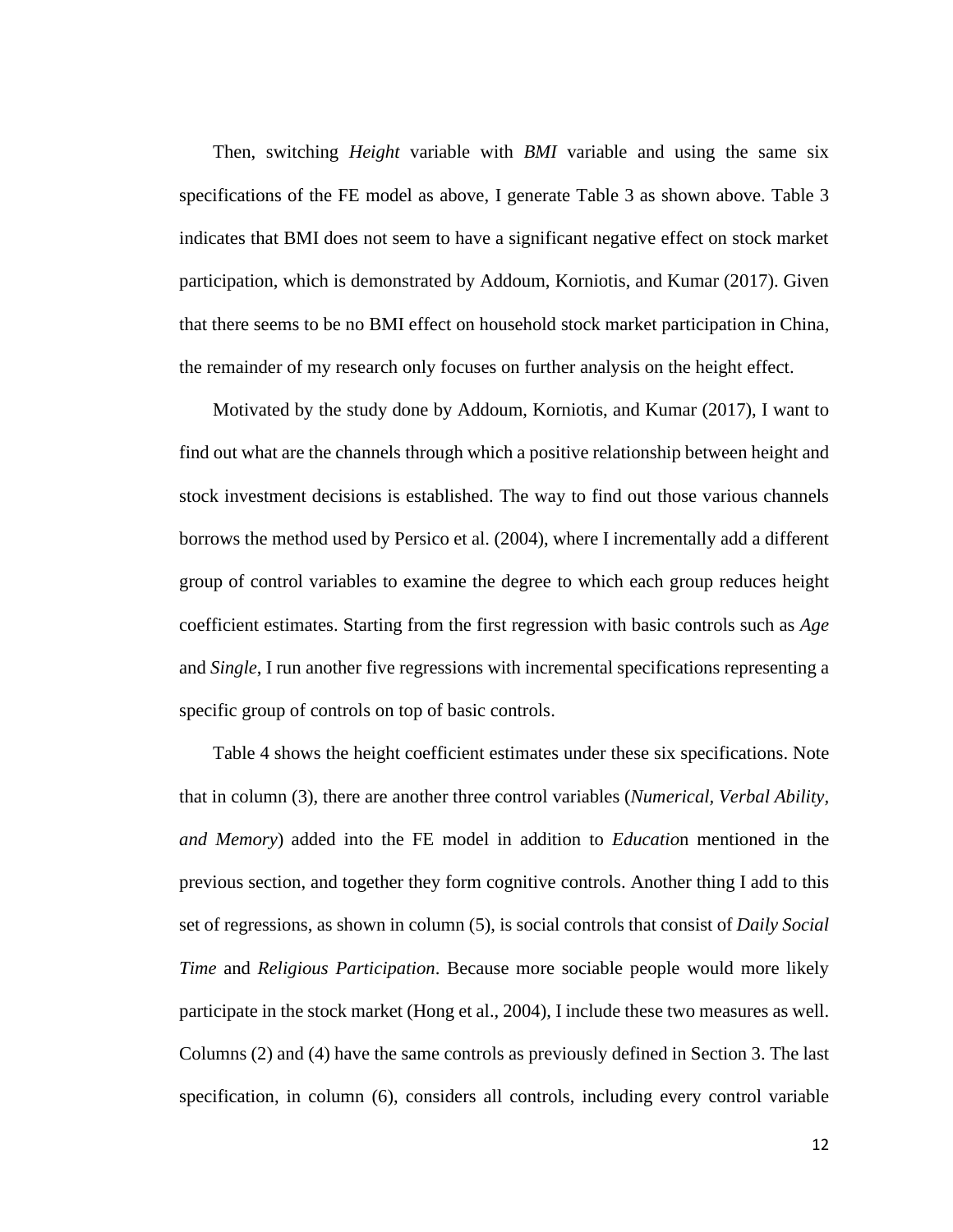Then, switching *Height* variable with *BMI* variable and using the same six specifications of the FE model as above, I generate Table 3 as shown above. Table 3 indicates that BMI does not seem to have a significant negative effect on stock market participation, which is demonstrated by Addoum, Korniotis, and Kumar (2017). Given that there seems to be no BMI effect on household stock market participation in China, the remainder of my research only focuses on further analysis on the height effect.

Motivated by the study done by Addoum, Korniotis, and Kumar (2017), I want to find out what are the channels through which a positive relationship between height and stock investment decisions is established. The way to find out those various channels borrows the method used by Persico et al. (2004), where I incrementally add a different group of control variables to examine the degree to which each group reduces height coefficient estimates. Starting from the first regression with basic controls such as *Age* and *Single*, I run another five regressions with incremental specifications representing a specific group of controls on top of basic controls.

Table 4 shows the height coefficient estimates under these six specifications. Note that in column (3), there are another three control variables (*Numerical*, *Verbal Ability*, *and Memory*) added into the FE model in addition to *Educatio*n mentioned in the previous section, and together they form cognitive controls. Another thing I add to this set of regressions, as shown in column (5), is social controls that consist of *Daily Social Time* and *Religious Participation*. Because more sociable people would more likely participate in the stock market (Hong et al., 2004), I include these two measures as well. Columns (2) and (4) have the same controls as previously defined in Section 3. The last specification, in column (6), considers all controls, including every control variable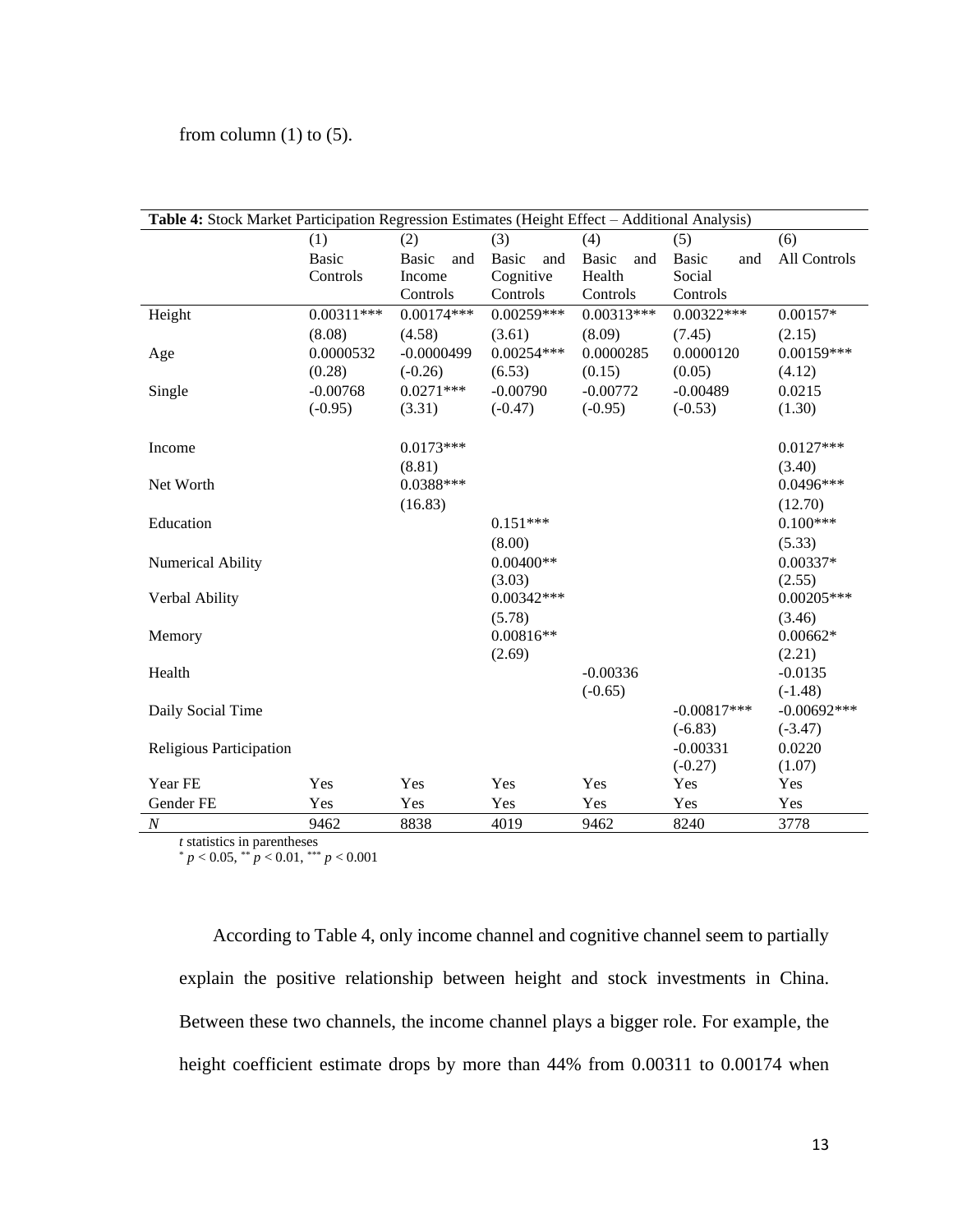from column (1) to (5).

**Table 4:** Stock Market Participation Regression Estimates (Height Effect – Additional Analysis)

| | (1) Basic Controls | (2) Basic and Income Controls | (3) Basic and Cognitive Controls | (4) Basic and Health Controls | (5) Basic and Social Controls | (6) All Controls |
|---|---|---|---|---|---|---|
| Height | 0.00311*** | 0.00174*** | 0.00259*** | 0.00313*** | 0.00322*** | 0.00157* |
| | (8.08) | (4.58) | (3.61) | (8.09) | (7.45) | (2.15) |
| Age | 0.0000532 | -0.0000499 | 0.00254*** | 0.0000285 | 0.0000120 | 0.00159*** |
| | (0.28) | (-0.26) | (6.53) | (0.15) | (0.05) | (4.12) |
| Single | -0.00768 | 0.0271*** | -0.00790 | -0.00772 | -0.00489 | 0.0215 |
| | (-0.95) | (3.31) | (-0.47) | (-0.95) | (-0.53) | (1.30) |
| Income | | 0.0173*** | | | | 0.0127*** |
| | | (8.81) | | | | (3.40) |
| Net Worth | | 0.0388*** | | | | 0.0496*** |
| | | (16.83) | | | | (12.70) |
| Education | | | 0.151*** | | | 0.100*** |
| | | | (8.00) | | | (5.33) |
| Numerical Ability | | | 0.00400** | | | 0.00337* |
| | | | (3.03) | | | (2.55) |
| Verbal Ability | | | 0.00342*** | | | 0.00205*** |
| | | | (5.78) | | | (3.46) |
| Memory | | | 0.00816** | | | 0.00662* |
| | | | (2.69) | | | (2.21) |
| Health | | | | -0.00336 | | -0.0135 |
| | | | | (-0.65) | | (-1.48) |
| Daily Social Time | | | | | -0.00817*** | -0.00692*** |
| | | | | | (-6.83) | (-3.47) |
| Religious Participation | | | | | -0.00331 | 0.0220 |
| | | | | | (-0.27) | (1.07) |
| Year FE | Yes | Yes | Yes | Yes | Yes | Yes |
| Gender FE | Yes | Yes | Yes | Yes | Yes | Yes |
| *N* | 9462 | 8838 | 4019 | 9462 | 8240 | 3778 |

*t* statistics in parentheses
\* $p < 0.05$, \*\* $p < 0.01$, \*\*\* $p < 0.001$

According to Table 4, only income channel and cognitive channel seem to partially explain the positive relationship between height and stock investments in China. Between these two channels, the income channel plays a bigger role. For example, the height coefficient estimate drops by more than 44% from 0.00311 to 0.00174 when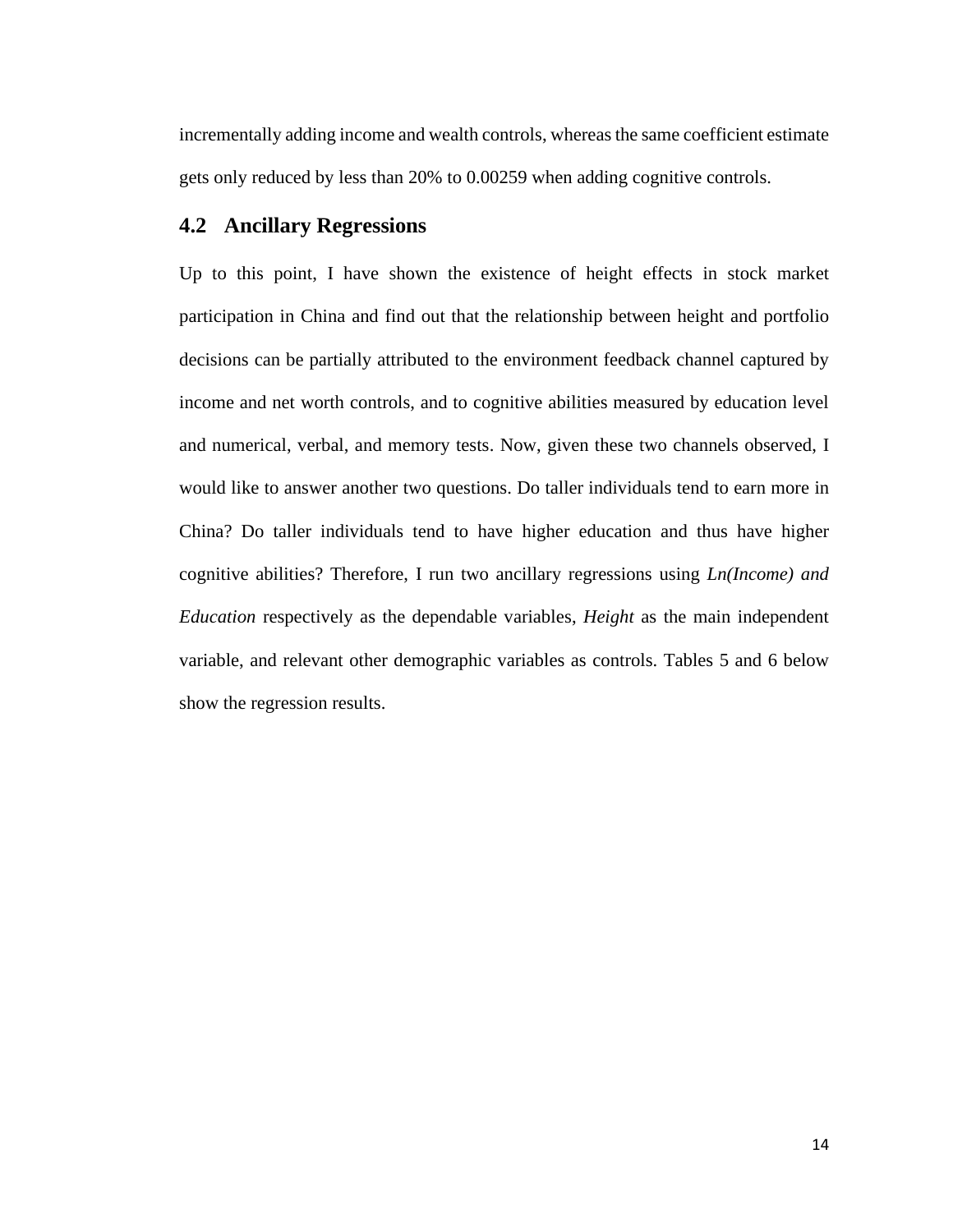incrementally adding income and wealth controls, whereas the same coefficient estimate gets only reduced by less than 20% to 0.00259 when adding cognitive controls.

## 4.2 Ancillary Regressions

Up to this point, I have shown the existence of height effects in stock market participation in China and find out that the relationship between height and portfolio decisions can be partially attributed to the environment feedback channel captured by income and net worth controls, and to cognitive abilities measured by education level and numerical, verbal, and memory tests. Now, given these two channels observed, I would like to answer another two questions. Do taller individuals tend to earn more in China? Do taller individuals tend to have higher education and thus have higher cognitive abilities? Therefore, I run two ancillary regressions using *Ln(Income) and Education* respectively as the dependable variables, *Height* as the main independent variable, and relevant other demographic variables as controls. Tables 5 and 6 below show the regression results.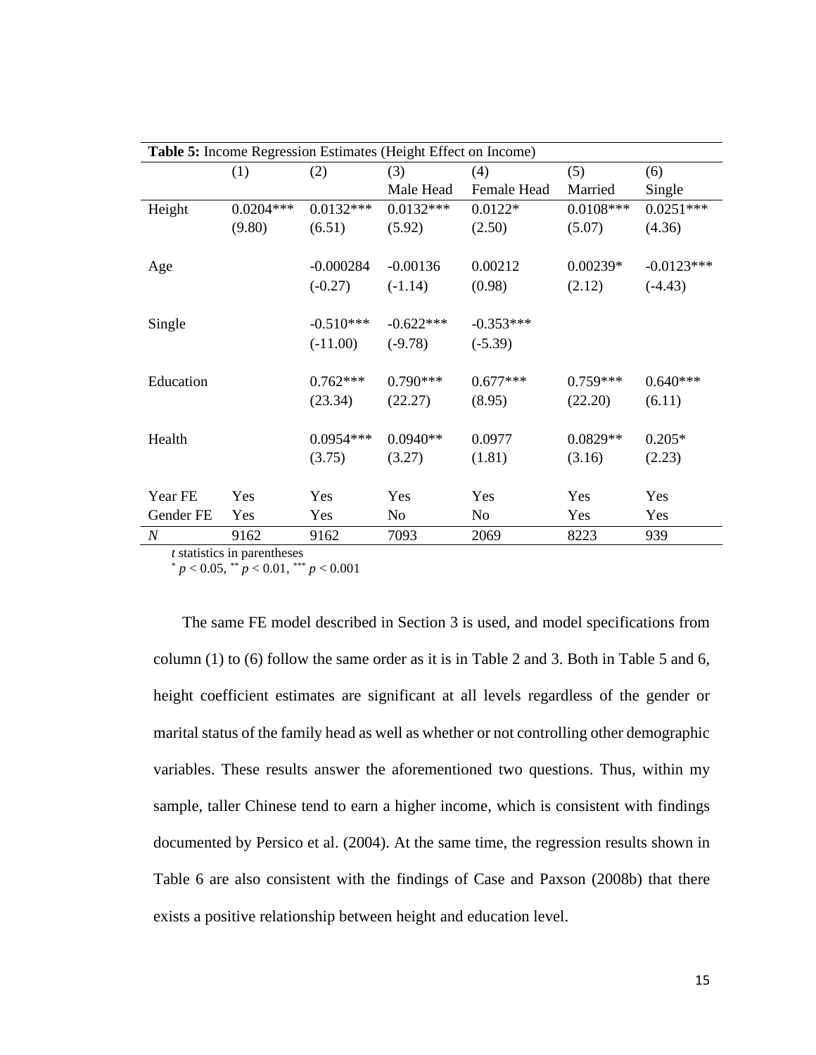**Table 5:** Income Regression Estimates (Height Effect on Income)

| | (1) | (2) | (3) Male Head | (4) Female Head | (5) Married | (6) Single |
|---|---|---|---|---|---|---|
| Height | 0.0204*** | 0.0132*** | 0.0132*** | 0.0122* | 0.0108*** | 0.0251*** |
| | (9.80) | (6.51) | (5.92) | (2.50) | (5.07) | (4.36) |
| Age | | -0.000284 | -0.00136 | 0.00212 | 0.00239* | -0.0123*** |
| | | (-0.27) | (-1.14) | (0.98) | (2.12) | (-4.43) |
| Single | | -0.510*** | -0.622*** | -0.353*** | | |
| | | (-11.00) | (-9.78) | (-5.39) | | |
| Education | | 0.762*** | 0.790*** | 0.677*** | 0.759*** | 0.640*** |
| | | (23.34) | (22.27) | (8.95) | (22.20) | (6.11) |
| Health | | 0.0954*** | 0.0940** | 0.0977 | 0.0829** | 0.205* |
| | | (3.75) | (3.27) | (1.81) | (3.16) | (2.23) |
| Year FE | Yes | Yes | Yes | Yes | Yes | Yes |
| Gender FE | Yes | Yes | No | No | Yes | Yes |
| *N* | 9162 | 9162 | 7093 | 2069 | 8223 | 939 |

*t* statistics in parentheses
* $p < 0.05$, ** $p < 0.01$, *** $p < 0.001$

The same FE model described in Section 3 is used, and model specifications from column (1) to (6) follow the same order as it is in Table 2 and 3. Both in Table 5 and 6, height coefficient estimates are significant at all levels regardless of the gender or marital status of the family head as well as whether or not controlling other demographic variables. These results answer the aforementioned two questions. Thus, within my sample, taller Chinese tend to earn a higher income, which is consistent with findings documented by Persico et al. (2004). At the same time, the regression results shown in Table 6 are also consistent with the findings of Case and Paxson (2008b) that there exists a positive relationship between height and education level.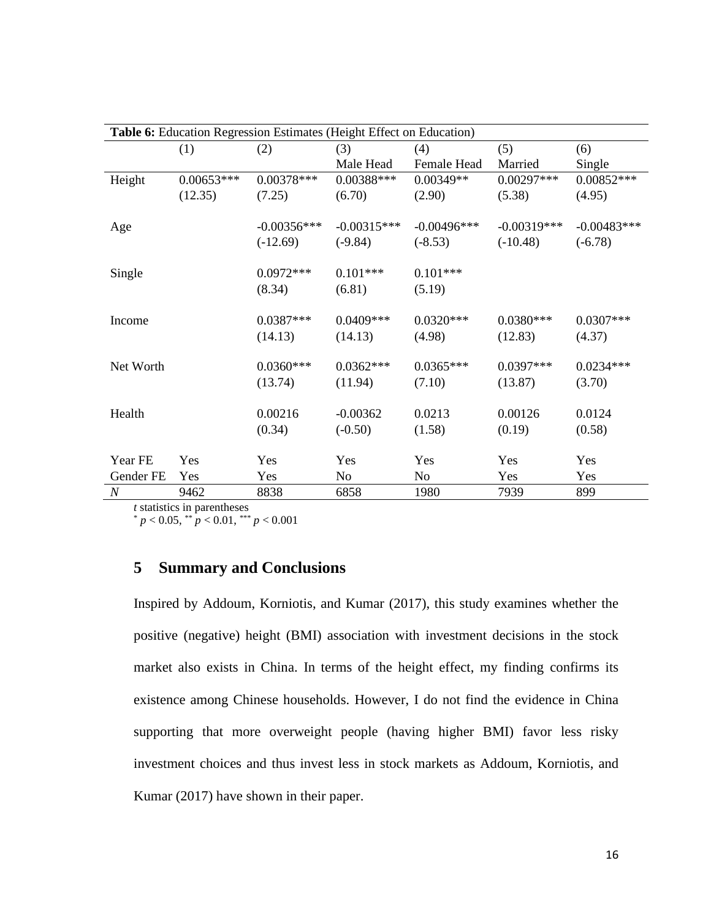**Table 6:** Education Regression Estimates (Height Effect on Education)

| | (1) | (2) | (3) Male Head | (4) Female Head | (5) Married | (6) Single |
|---|---|---|---|---|---|---|
| Height | 0.00653*** | 0.00378*** | 0.00388*** | 0.00349** | 0.00297*** | 0.00852*** |
| | (12.35) | (7.25) | (6.70) | (2.90) | (5.38) | (4.95) |
| Age | | -0.00356*** | -0.00315*** | -0.00496*** | -0.00319*** | -0.00483*** |
| | | (-12.69) | (-9.84) | (-8.53) | (-10.48) | (-6.78) |
| Single | | 0.0972*** | 0.101*** | 0.101*** | | |
| | | (8.34) | (6.81) | (5.19) | | |
| Income | | 0.0387*** | 0.0409*** | 0.0320*** | 0.0380*** | 0.0307*** |
| | | (14.13) | (14.13) | (4.98) | (12.83) | (4.37) |
| Net Worth | | 0.0360*** | 0.0362*** | 0.0365*** | 0.0397*** | 0.0234*** |
| | | (13.74) | (11.94) | (7.10) | (13.87) | (3.70) |
| Health | | 0.00216 | -0.00362 | 0.0213 | 0.00126 | 0.0124 |
| | | (0.34) | (-0.50) | (1.58) | (0.19) | (0.58) |
| Year FE | Yes | Yes | Yes | Yes | Yes | Yes |
| Gender FE | Yes | Yes | No | No | Yes | Yes |
| *N* | 9462 | 8838 | 6858 | 1980 | 7939 | 899 |

*t* statistics in parentheses
[*] $p < 0.05$, [**] $p < 0.01$, [***] $p < 0.001$

## 5 Summary and Conclusions

Inspired by Addoum, Korniotis, and Kumar (2017), this study examines whether the positive (negative) height (BMI) association with investment decisions in the stock market also exists in China. In terms of the height effect, my finding confirms its existence among Chinese households. However, I do not find the evidence in China supporting that more overweight people (having higher BMI) favor less risky investment choices and thus invest less in stock markets as Addoum, Korniotis, and Kumar (2017) have shown in their paper.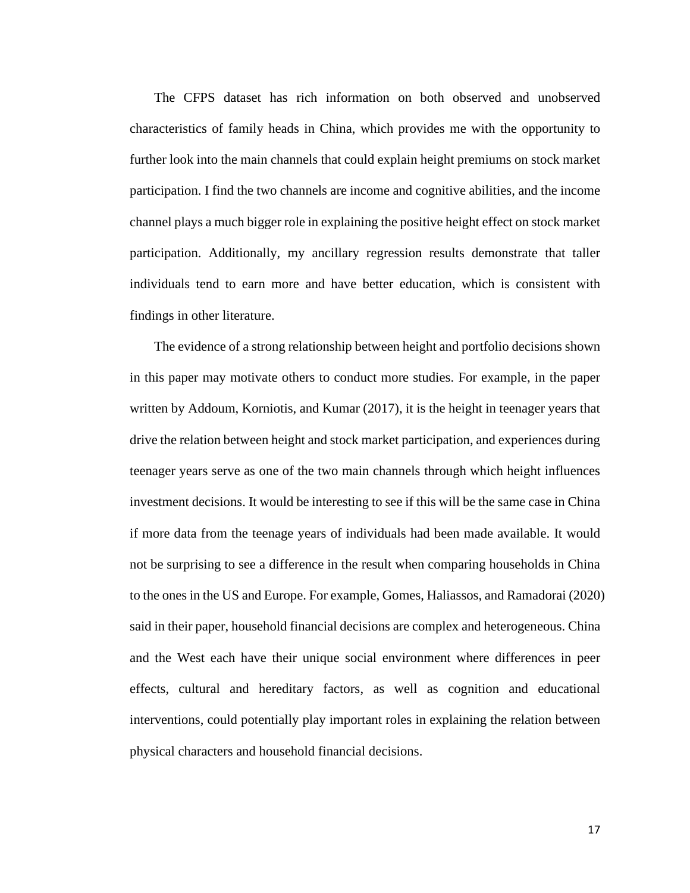The CFPS dataset has rich information on both observed and unobserved characteristics of family heads in China, which provides me with the opportunity to further look into the main channels that could explain height premiums on stock market participation. I find the two channels are income and cognitive abilities, and the income channel plays a much bigger role in explaining the positive height effect on stock market participation. Additionally, my ancillary regression results demonstrate that taller individuals tend to earn more and have better education, which is consistent with findings in other literature.

The evidence of a strong relationship between height and portfolio decisions shown in this paper may motivate others to conduct more studies. For example, in the paper written by Addoum, Korniotis, and Kumar (2017), it is the height in teenager years that drive the relation between height and stock market participation, and experiences during teenager years serve as one of the two main channels through which height influences investment decisions. It would be interesting to see if this will be the same case in China if more data from the teenage years of individuals had been made available. It would not be surprising to see a difference in the result when comparing households in China to the ones in the US and Europe. For example, Gomes, Haliassos, and Ramadorai (2020) said in their paper, household financial decisions are complex and heterogeneous. China and the West each have their unique social environment where differences in peer effects, cultural and hereditary factors, as well as cognition and educational interventions, could potentially play important roles in explaining the relation between physical characters and household financial decisions.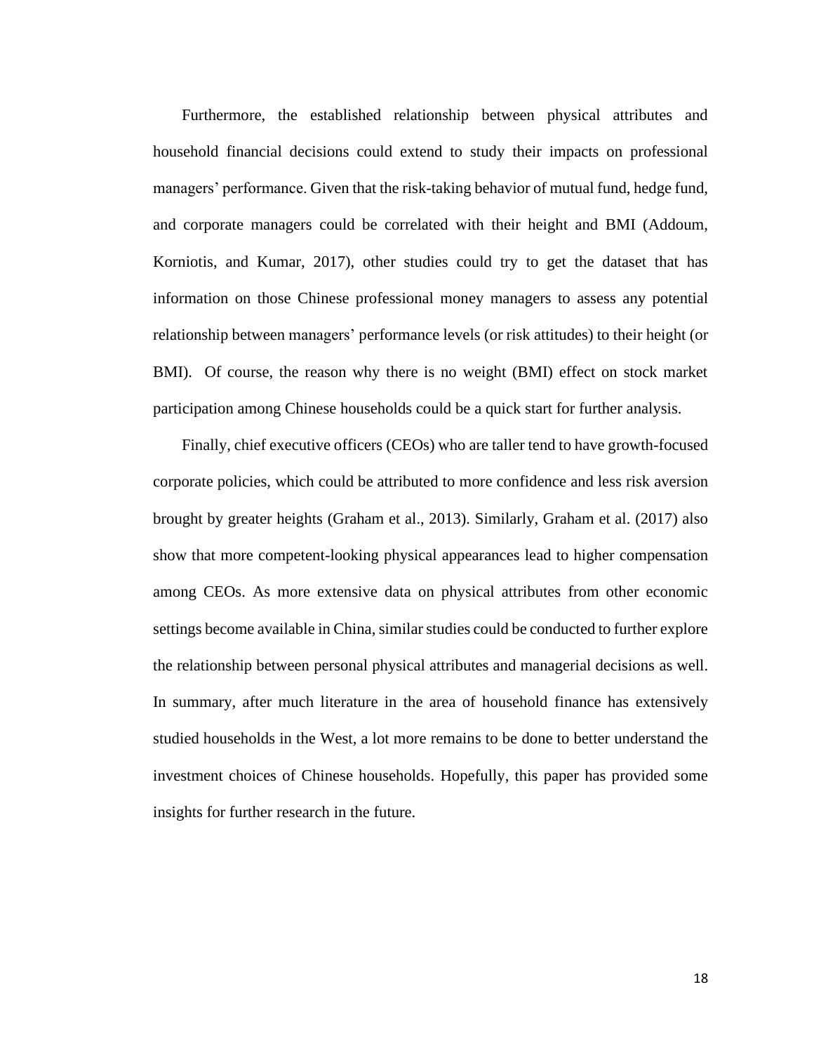Furthermore, the established relationship between physical attributes and household financial decisions could extend to study their impacts on professional managers' performance. Given that the risk-taking behavior of mutual fund, hedge fund, and corporate managers could be correlated with their height and BMI (Addoum, Korniotis, and Kumar, 2017), other studies could try to get the dataset that has information on those Chinese professional money managers to assess any potential relationship between managers' performance levels (or risk attitudes) to their height (or BMI). Of course, the reason why there is no weight (BMI) effect on stock market participation among Chinese households could be a quick start for further analysis.

Finally, chief executive officers (CEOs) who are taller tend to have growth-focused corporate policies, which could be attributed to more confidence and less risk aversion brought by greater heights (Graham et al., 2013). Similarly, Graham et al. (2017) also show that more competent-looking physical appearances lead to higher compensation among CEOs. As more extensive data on physical attributes from other economic settings become available in China, similar studies could be conducted to further explore the relationship between personal physical attributes and managerial decisions as well. In summary, after much literature in the area of household finance has extensively studied households in the West, a lot more remains to be done to better understand the investment choices of Chinese households. Hopefully, this paper has provided some insights for further research in the future.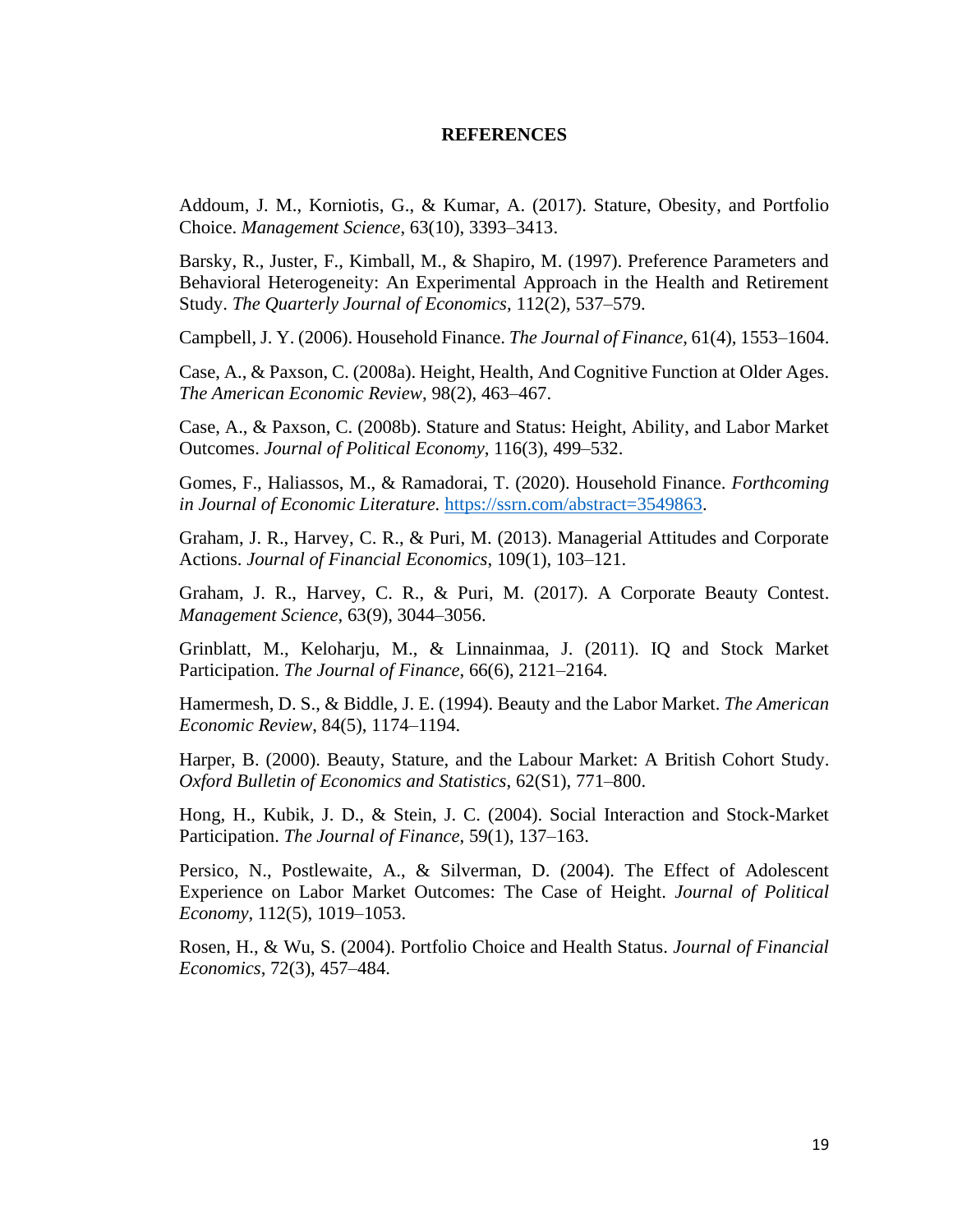# REFERENCES

Addoum, J. M., Korniotis, G., & Kumar, A. (2017). Stature, Obesity, and Portfolio Choice. *Management Science*, 63(10), 3393–3413.

Barsky, R., Juster, F., Kimball, M., & Shapiro, M. (1997). Preference Parameters and Behavioral Heterogeneity: An Experimental Approach in the Health and Retirement Study. *The Quarterly Journal of Economics*, 112(2), 537–579.

Campbell, J. Y. (2006). Household Finance. *The Journal of Finance*, 61(4), 1553–1604.

Case, A., & Paxson, C. (2008a). Height, Health, And Cognitive Function at Older Ages. *The American Economic Review*, 98(2), 463–467.

Case, A., & Paxson, C. (2008b). Stature and Status: Height, Ability, and Labor Market Outcomes. *Journal of Political Economy*, 116(3), 499–532.

Gomes, F., Haliassos, M., & Ramadorai, T. (2020). Household Finance. *Forthcoming in Journal of Economic Literature.* https://ssrn.com/abstract=3549863.

Graham, J. R., Harvey, C. R., & Puri, M. (2013). Managerial Attitudes and Corporate Actions. *Journal of Financial Economics*, 109(1), 103–121.

Graham, J. R., Harvey, C. R., & Puri, M. (2017). A Corporate Beauty Contest. *Management Science*, 63(9), 3044–3056.

Grinblatt, M., Keloharju, M., & Linnainmaa, J. (2011). IQ and Stock Market Participation. *The Journal of Finance*, 66(6), 2121–2164.

Hamermesh, D. S., & Biddle, J. E. (1994). Beauty and the Labor Market. *The American Economic Review*, 84(5), 1174–1194.

Harper, B. (2000). Beauty, Stature, and the Labour Market: A British Cohort Study. *Oxford Bulletin of Economics and Statistics*, 62(S1), 771–800.

Hong, H., Kubik, J. D., & Stein, J. C. (2004). Social Interaction and Stock-Market Participation. *The Journal of Finance*, 59(1), 137–163.

Persico, N., Postlewaite, A., & Silverman, D. (2004). The Effect of Adolescent Experience on Labor Market Outcomes: The Case of Height. *Journal of Political Economy*, 112(5), 1019–1053.

Rosen, H., & Wu, S. (2004). Portfolio Choice and Health Status. *Journal of Financial Economics*, 72(3), 457–484.